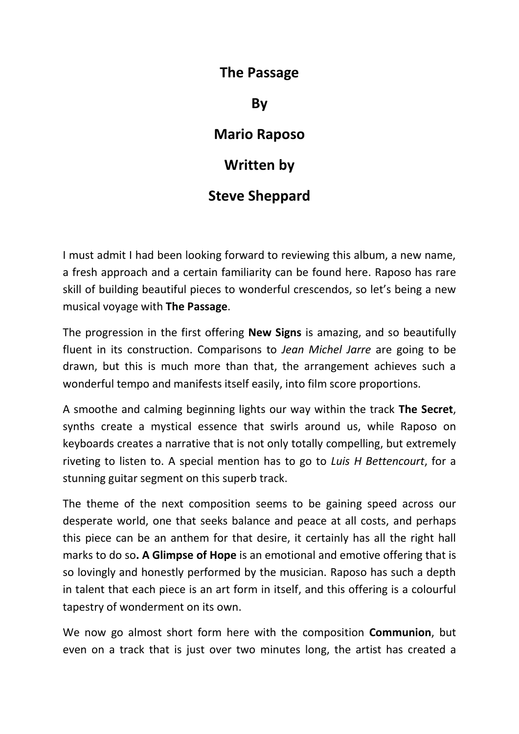# The Passage

# By

# Mario Raposo

# Written by

# Steve Sheppard

I must admit I had been looking forward to reviewing this album, a new name, a fresh approach and a certain familiarity can be found here. Raposo has rare skill of building beautiful pieces to wonderful crescendos, so let's being a new musical voyage with **The Passage**.

The progression in the first offering **New Signs** is amazing, and so beautifully fluent in its construction. Comparisons to *Jean Michel Jarre* are going to be drawn, but this is much more than that, the arrangement achieves such a wonderful tempo and manifests itself easily, into film score proportions.

A smoothe and calming beginning lights our way within the track **The Secret**, synths create a mystical essence that swirls around us, while Raposo on keyboards creates a narrative that is not only totally compelling, but extremely riveting to listen to. A special mention has to go to *Luis H Bettencourt*, for a stunning guitar segment on this superb track.

The theme of the next composition seems to be gaining speed across our desperate world, one that seeks balance and peace at all costs, and perhaps this piece can be an anthem for that desire, it certainly has all the right hall marks to do so**. A Glimpse of Hope** is an emotional and emotive offering that is so lovingly and honestly performed by the musician. Raposo has such a depth in talent that each piece is an art form in itself, and this offering is a colourful tapestry of wonderment on its own.

We now go almost short form here with the composition **Communion**, but even on a track that is just over two minutes long, the artist has created a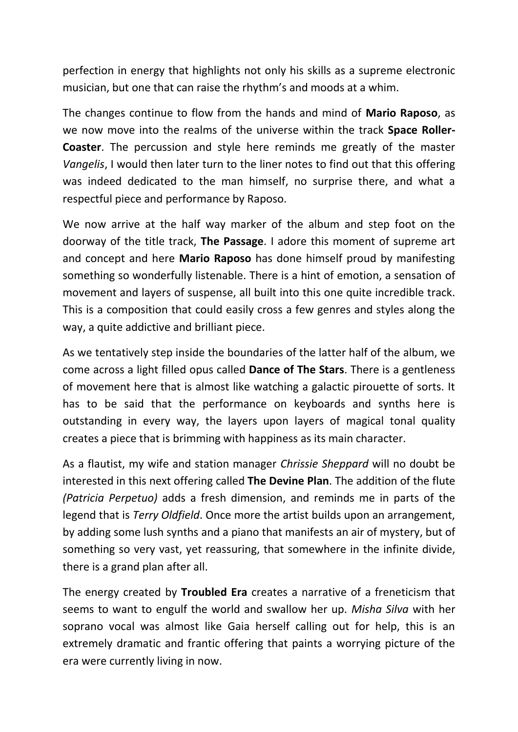perfection in energy that highlights not only his skills as a supreme electronic musician, but one that can raise the rhythm's and moods at a whim.

The changes continue to flow from the hands and mind of **Mario Raposo**, as we now move into the realms of the universe within the track **Space Roller-Coaster**. The percussion and style here reminds me greatly of the master *Vangelis*, I would then later turn to the liner notes to find out that this offering was indeed dedicated to the man himself, no surprise there, and what a respectful piece and performance by Raposo.

We now arrive at the half way marker of the album and step foot on the doorway of the title track, **The Passage**. I adore this moment of supreme art and concept and here **Mario Raposo** has done himself proud by manifesting something so wonderfully listenable. There is a hint of emotion, a sensation of movement and layers of suspense, all built into this one quite incredible track. This is a composition that could easily cross a few genres and styles along the way, a quite addictive and brilliant piece.

As we tentatively step inside the boundaries of the latter half of the album, we come across a light filled opus called **Dance of The Stars**. There is a gentleness of movement here that is almost like watching a galactic pirouette of sorts. It has to be said that the performance on keyboards and synths here is outstanding in every way, the layers upon layers of magical tonal quality creates a piece that is brimming with happiness as its main character.

As a flautist, my wife and station manager *Chrissie Sheppard* will no doubt be interested in this next offering called **The Devine Plan**. The addition of the flute *(Patricia Perpetuo)* adds a fresh dimension, and reminds me in parts of the legend that is *Terry Oldfield*. Once more the artist builds upon an arrangement, by adding some lush synths and a piano that manifests an air of mystery, but of something so very vast, yet reassuring, that somewhere in the infinite divide, there is a grand plan after all.

The energy created by **Troubled Era** creates a narrative of a freneticism that seems to want to engulf the world and swallow her up. *Misha Silva* with her soprano vocal was almost like Gaia herself calling out for help, this is an extremely dramatic and frantic offering that paints a worrying picture of the era were currently living in now.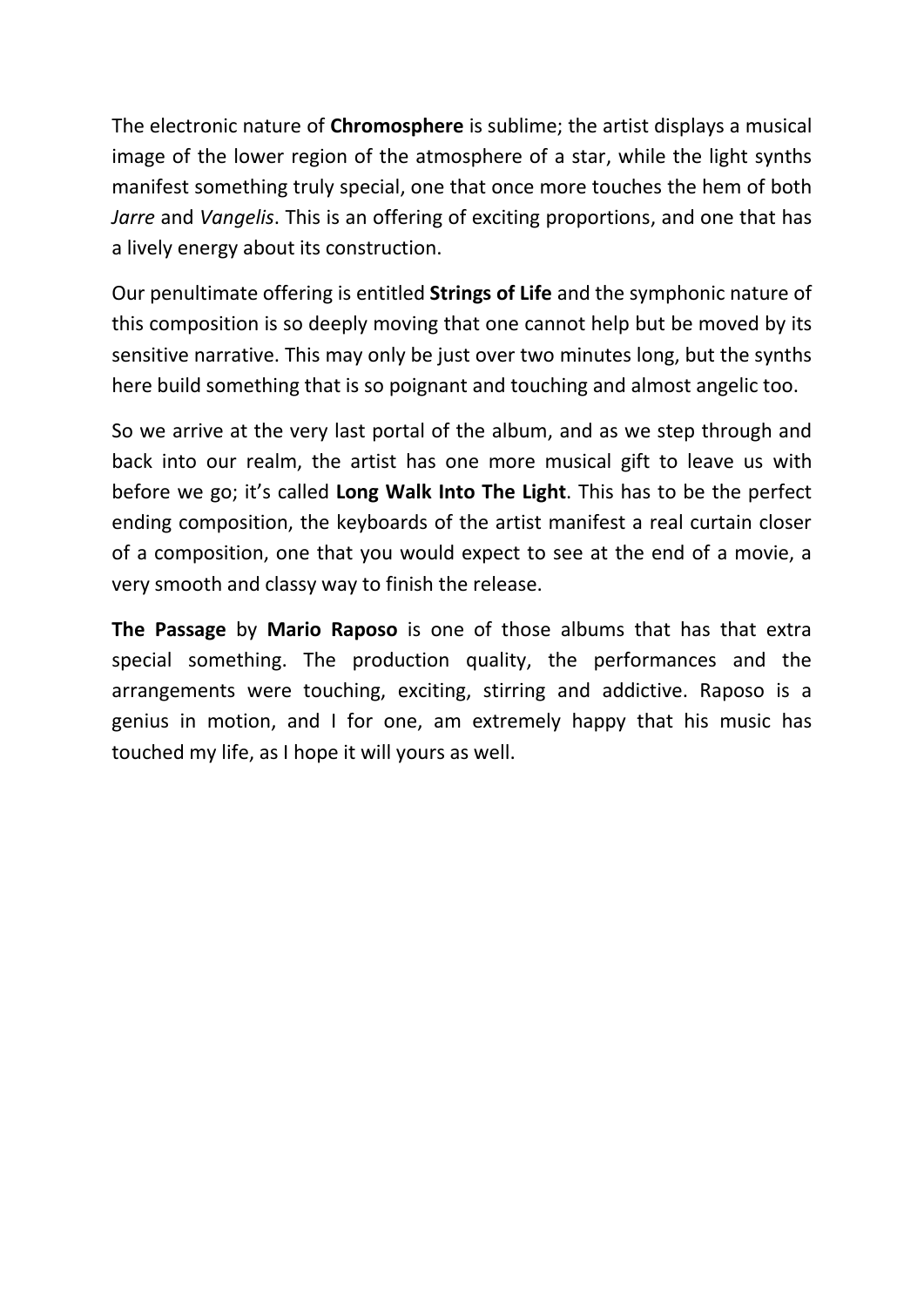The electronic nature of **Chromosphere** is sublime; the artist displays a musical image of the lower region of the atmosphere of a star, while the light synths manifest something truly special, one that once more touches the hem of both *Jarre* and *Vangelis*. This is an offering of exciting proportions, and one that has a lively energy about its construction.

Our penultimate offering is entitled **Strings of Life** and the symphonic nature of this composition is so deeply moving that one cannot help but be moved by its sensitive narrative. This may only be just over two minutes long, but the synths here build something that is so poignant and touching and almost angelic too.

So we arrive at the very last portal of the album, and as we step through and back into our realm, the artist has one more musical gift to leave us with before we go; it's called **Long Walk Into The Light**. This has to be the perfect ending composition, the keyboards of the artist manifest a real curtain closer of a composition, one that you would expect to see at the end of a movie, a very smooth and classy way to finish the release.

**The Passage** by **Mario Raposo** is one of those albums that has that extra special something. The production quality, the performances and the arrangements were touching, exciting, stirring and addictive. Raposo is a genius in motion, and I for one, am extremely happy that his music has touched my life, as I hope it will yours as well.